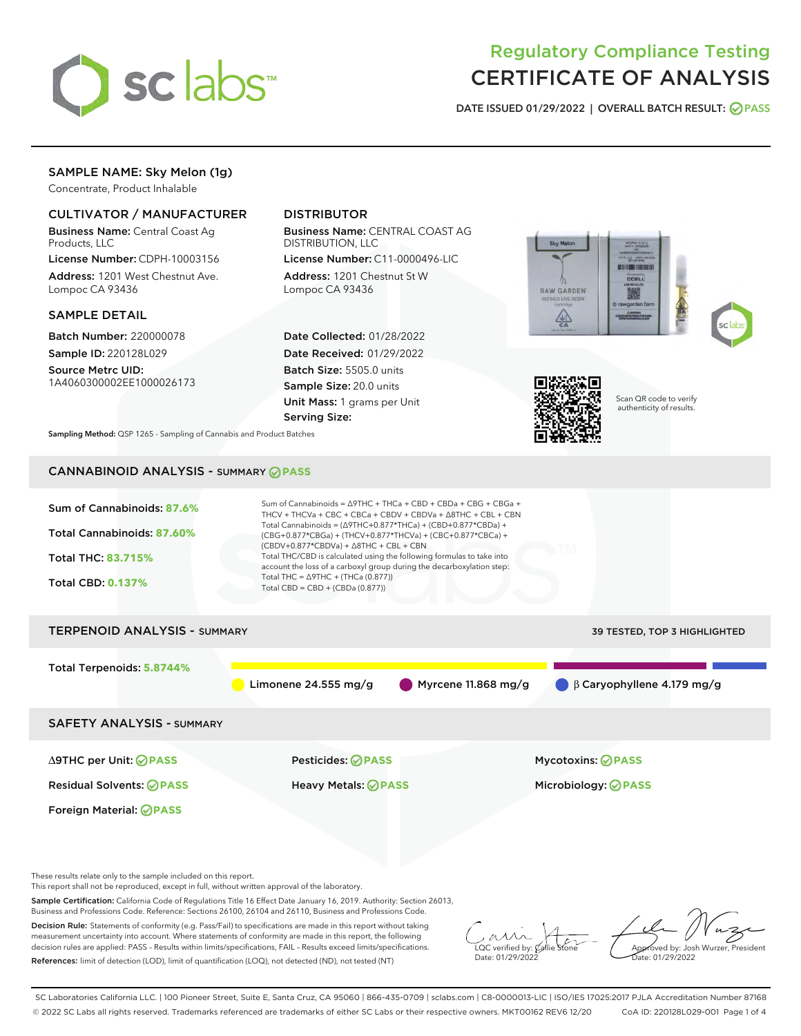# Regulatory Compliance Testing
# CERTIFICATE OF ANALYSIS

DATE ISSUED 01/29/2022 | OVERALL BATCH RESULT: PASS

## SAMPLE NAME: Sky Melon (1g)

Concentrate, Product Inhalable

### CULTIVATOR / MANUFACTURER

**Business Name:** Central Coast Ag Products, LLC

**License Number:** CDPH-10003156

**Address:** 1201 West Chestnut Ave. Lompoc CA 93436

### DISTRIBUTOR

**Business Name:** CENTRAL COAST AG DISTRIBUTION, LLC

**License Number:** C11-0000496-LIC

**Address:** 1201 Chestnut St W Lompoc CA 93436

### SAMPLE DETAIL

**Batch Number:** 220000078

**Sample ID:** 220128L029

**Source Metrc UID:** 1A4060300002EE1000026173

**Date Collected:** 01/28/2022

**Date Received:** 01/29/2022

**Batch Size:** 5505.0 units

**Sample Size:** 20.0 units

**Unit Mass:** 1 grams per Unit

**Serving Size:**

**Sampling Method:** QSP 1265 - Sampling of Cannabis and Product Batches

Scan QR code to verify authenticity of results.

## CANNABINOID ANALYSIS - SUMMARY PASS

Sum of Cannabinoids: **87.6%**

Total Cannabinoids: **87.60%**

Total THC: **83.715%**

Total CBD: **0.137%**

Sum of Cannabinoids = Δ9THC + THCa + CBD + CBDa + CBG + CBGa + THCV + THCVa + CBC + CBCa + CBDV + CBDVa + Δ8THC + CBL + CBN

Total Cannabinoids = (Δ9THC+0.877*THCa) + (CBD+0.877*CBDa) + (CBG+0.877*CBGa) + (THCV+0.877*THCVa) + (CBC+0.877*CBCa) + (CBDV+0.877*CBDVa) + Δ8THC + CBL + CBN

Total THC/CBD is calculated using the following formulas to take into account the loss of a carboxyl group during the decarboxylation step:
Total THC = Δ9THC + (THCa (0.877))
Total CBD = CBD + (CBDa (0.877))

## TERPENOID ANALYSIS - SUMMARY

39 TESTED, TOP 3 HIGHLIGHTED

Total Terpenoids: **5.8744%**

Limonene 24.555 mg/g | Myrcene 11.868 mg/g | β Caryophyllene 4.179 mg/g

## SAFETY ANALYSIS - SUMMARY

| | | |
|---|---|---|
| Δ9THC per Unit: PASS | Pesticides: PASS | Mycotoxins: PASS |
| Residual Solvents: PASS | Heavy Metals: PASS | Microbiology: PASS |
| Foreign Material: PASS | | |

These results relate only to the sample included on this report.
This report shall not be reproduced, except in full, without written approval of the laboratory.

**Sample Certification:** California Code of Regulations Title 16 Effect Date January 16, 2019. Authority: Section 26013, Business and Professions Code. Reference: Sections 26100, 26104 and 26110, Business and Professions Code.

**Decision Rule:** Statements of conformity (e.g. Pass/Fail) to specifications are made in this report without taking measurement uncertainty into account. Where statements of conformity are made in this report, the following decision rules are applied: PASS – Results within limits/specifications, FAIL – Results exceed limits/specifications.

**References:** limit of detection (LOD), limit of quantification (LOQ), not detected (ND), not tested (NT)

LQC verified by: Callie Stone
Date: 01/29/2022

Approved by: Josh Wurzer, President
Date: 01/29/2022

SC Laboratories California LLC. | 100 Pioneer Street, Suite E, Santa Cruz, CA 95060 | 866-435-0709 | sclabs.com | C8-0000013-LIC | ISO/IES 17025:2017 PJLA Accreditation Number 87168
© 2022 SC Labs all rights reserved. Trademarks referenced are trademarks of either SC Labs or their respective owners. MKT00162 REV6 12/20 CoA ID: 220128L029-001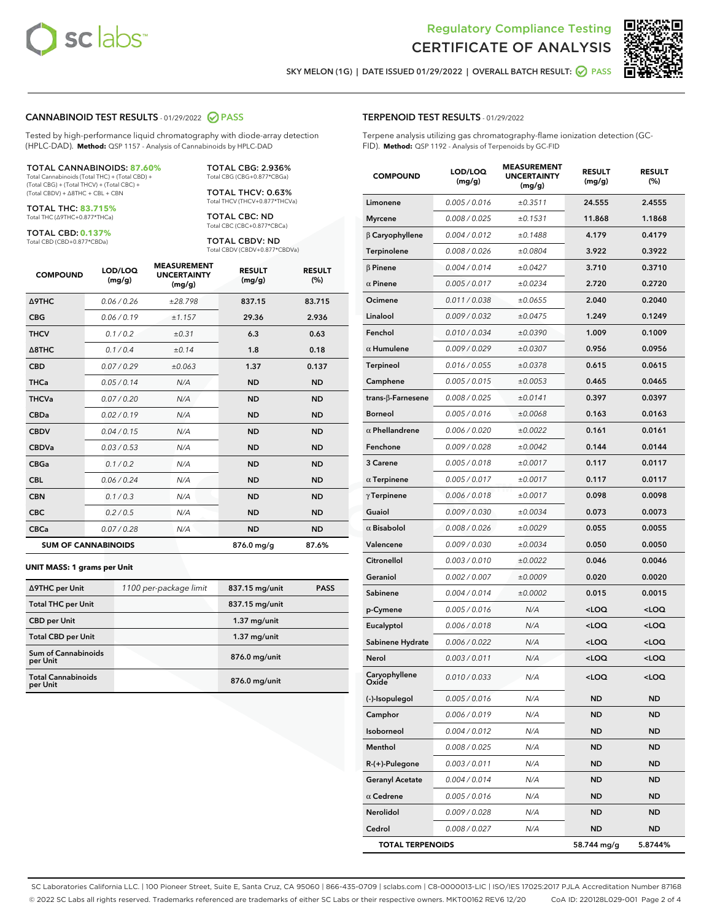Regulatory Compliance Testing
# CERTIFICATE OF ANALYSIS

SKY MELON (1G) | DATE ISSUED 01/29/2022 | OVERALL BATCH RESULT: PASS

## CANNABINOID TEST RESULTS - 01/29/2022 PASS

Tested by high-performance liquid chromatography with diode-array detection (HPLC-DAD). **Method:** QSP 1157 - Analysis of Cannabinoids by HPLC-DAD

**TOTAL CANNABINOIDS: 87.60%**
Total Cannabinoids (Total THC) + (Total CBD) + (Total CBG) + (Total THCV) + (Total CBC) + (Total CBDV) + Δ8THC + CBL + CBN

**TOTAL THC: 83.715%**
Total THC (Δ9THC+0.877*THCa)

**TOTAL CBD: 0.137%**
Total CBD (CBD+0.877*CBDa)

**TOTAL CBG: 2.936%**
Total CBG (CBG+0.877*CBGa)

**TOTAL THCV: 0.63%**
Total THCV (THCV+0.877*THCVa)

**TOTAL CBC: ND**
Total CBC (CBC+0.877*CBCa)

**TOTAL CBDV: ND**
Total CBDV (CBDV+0.877*CBDVa)

| COMPOUND | LOD/LOQ (mg/g) | MEASUREMENT UNCERTAINTY (mg/g) | RESULT (mg/g) | RESULT (%) |
|---|---|---|---|---|
| Δ9THC | 0.06 / 0.26 | ±28.798 | 837.15 | 83.715 |
| CBG | 0.06 / 0.19 | ±1.157 | 29.36 | 2.936 |
| THCV | 0.1 / 0.2 | ±0.31 | 6.3 | 0.63 |
| Δ8THC | 0.1 / 0.4 | ±0.14 | 1.8 | 0.18 |
| CBD | 0.07 / 0.29 | ±0.063 | 1.37 | 0.137 |
| THCa | 0.05 / 0.14 | N/A | ND | ND |
| THCVa | 0.07 / 0.20 | N/A | ND | ND |
| CBDa | 0.02 / 0.19 | N/A | ND | ND |
| CBDV | 0.04 / 0.15 | N/A | ND | ND |
| CBDVa | 0.03 / 0.53 | N/A | ND | ND |
| CBGa | 0.1 / 0.2 | N/A | ND | ND |
| CBL | 0.06 / 0.24 | N/A | ND | ND |
| CBN | 0.1 / 0.3 | N/A | ND | ND |
| CBC | 0.2 / 0.5 | N/A | ND | ND |
| CBCa | 0.07 / 0.28 | N/A | ND | ND |
| **SUM OF CANNABINOIDS** | | | 876.0 mg/g | 87.6% |

**UNIT MASS: 1 grams per Unit**

| | | | |
|---|---|---|---|
| Δ9THC per Unit | 1100 per-package limit | 837.15 mg/unit | PASS |
| Total THC per Unit | | 837.15 mg/unit | |
| CBD per Unit | | 1.37 mg/unit | |
| Total CBD per Unit | | 1.37 mg/unit | |
| Sum of Cannabinoids per Unit | | 876.0 mg/unit | |
| Total Cannabinoids per Unit | | 876.0 mg/unit | |

## TERPENOID TEST RESULTS - 01/29/2022

Terpene analysis utilizing gas chromatography-flame ionization detection (GC-FID). **Method:** QSP 1192 - Analysis of Terpenoids by GC-FID

| COMPOUND | LOD/LOQ (mg/g) | MEASUREMENT UNCERTAINTY (mg/g) | RESULT (mg/g) | RESULT (%) |
|---|---|---|---|---|
| Limonene | 0.005 / 0.016 | ±0.3511 | 24.555 | 2.4555 |
| Myrcene | 0.008 / 0.025 | ±0.1531 | 11.868 | 1.1868 |
| β Caryophyllene | 0.004 / 0.012 | ±0.1488 | 4.179 | 0.4179 |
| Terpinolene | 0.008 / 0.026 | ±0.0804 | 3.922 | 0.3922 |
| β Pinene | 0.004 / 0.014 | ±0.0427 | 3.710 | 0.3710 |
| α Pinene | 0.005 / 0.017 | ±0.0234 | 2.720 | 0.2720 |
| Ocimene | 0.011 / 0.038 | ±0.0655 | 2.040 | 0.2040 |
| Linalool | 0.009 / 0.032 | ±0.0475 | 1.249 | 0.1249 |
| Fenchol | 0.010 / 0.034 | ±0.0390 | 1.009 | 0.1009 |
| α Humulene | 0.009 / 0.029 | ±0.0307 | 0.956 | 0.0956 |
| Terpineol | 0.016 / 0.055 | ±0.0378 | 0.615 | 0.0615 |
| Camphene | 0.005 / 0.015 | ±0.0053 | 0.465 | 0.0465 |
| trans-β-Farnesene | 0.008 / 0.025 | ±0.0141 | 0.397 | 0.0397 |
| Borneol | 0.005 / 0.016 | ±0.0068 | 0.163 | 0.0163 |
| α Phellandrene | 0.006 / 0.020 | ±0.0022 | 0.161 | 0.0161 |
| Fenchone | 0.009 / 0.028 | ±0.0042 | 0.144 | 0.0144 |
| 3 Carene | 0.005 / 0.018 | ±0.0017 | 0.117 | 0.0117 |
| α Terpinene | 0.005 / 0.017 | ±0.0017 | 0.117 | 0.0117 |
| γ Terpinene | 0.006 / 0.018 | ±0.0017 | 0.098 | 0.0098 |
| Guaiol | 0.009 / 0.030 | ±0.0034 | 0.073 | 0.0073 |
| α Bisabolol | 0.008 / 0.026 | ±0.0029 | 0.055 | 0.0055 |
| Valencene | 0.009 / 0.030 | ±0.0034 | 0.050 | 0.0050 |
| Citronellol | 0.003 / 0.010 | ±0.0022 | 0.046 | 0.0046 |
| Geraniol | 0.002 / 0.007 | ±0.0009 | 0.020 | 0.0020 |
| Sabinene | 0.004 / 0.014 | ±0.0002 | 0.015 | 0.0015 |
| p-Cymene | 0.005 / 0.016 | N/A | <LOQ | <LOQ |
| Eucalyptol | 0.006 / 0.018 | N/A | <LOQ | <LOQ |
| Sabinene Hydrate | 0.006 / 0.022 | N/A | <LOQ | <LOQ |
| Nerol | 0.003 / 0.011 | N/A | <LOQ | <LOQ |
| Caryophyllene Oxide | 0.010 / 0.033 | N/A | <LOQ | <LOQ |
| (-)-Isopulegol | 0.005 / 0.016 | N/A | ND | ND |
| Camphor | 0.006 / 0.019 | N/A | ND | ND |
| Isoborneol | 0.004 / 0.012 | N/A | ND | ND |
| Menthol | 0.008 / 0.025 | N/A | ND | ND |
| R-(+)-Pulegone | 0.003 / 0.011 | N/A | ND | ND |
| Geranyl Acetate | 0.004 / 0.014 | N/A | ND | ND |
| α Cedrene | 0.005 / 0.016 | N/A | ND | ND |
| Nerolidol | 0.009 / 0.028 | N/A | ND | ND |
| Cedrol | 0.008 / 0.027 | N/A | ND | ND |
| **TOTAL TERPENOIDS** | | | 58.744 mg/g | 5.8744% |

SC Laboratories California LLC. | 100 Pioneer Street, Suite E, Santa Cruz, CA 95060 | 866-435-0709 | sclabs.com | C8-0000013-LIC | ISO/IES 17025:2017 PJLA Accreditation Number 87168
© 2022 SC Labs all rights reserved. Trademarks referenced are trademarks of either SC Labs or their respective owners. MKT00162 REV6 12/20 CoA ID: 220128L029-001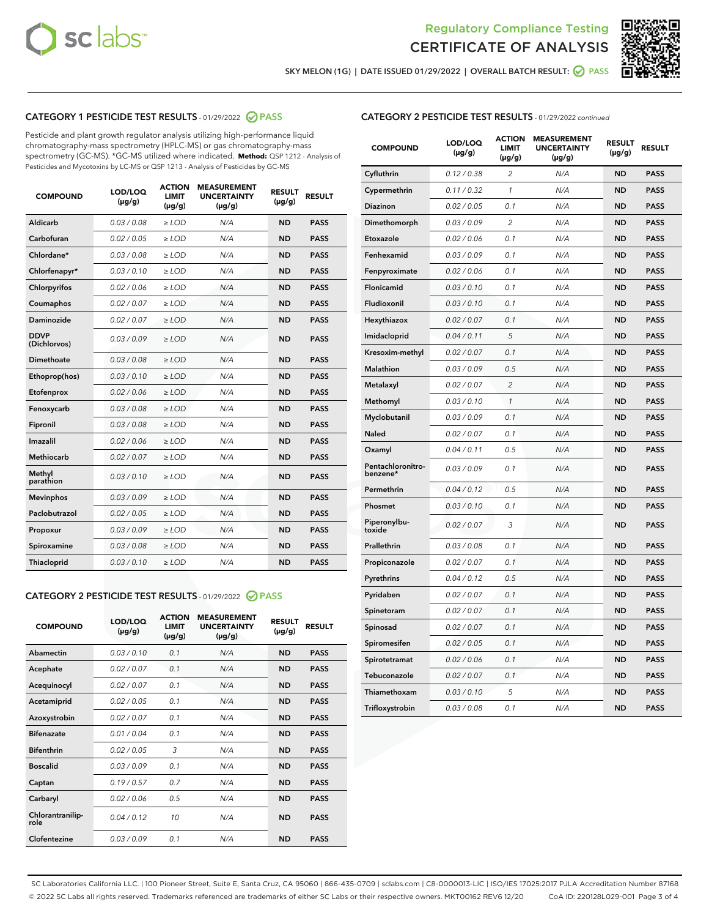# Regulatory Compliance Testing
# CERTIFICATE OF ANALYSIS

SKY MELON (1G) | DATE ISSUED 01/29/2022 | OVERALL BATCH RESULT: PASS

## CATEGORY 1 PESTICIDE TEST RESULTS - 01/29/2022 PASS

Pesticide and plant growth regulator analysis utilizing high-performance liquid chromatography-mass spectrometry (HPLC-MS) or gas chromatography-mass spectrometry (GC-MS). *GC-MS utilized where indicated. **Method:** QSP 1212 - Analysis of Pesticides and Mycotoxins by LC-MS or QSP 1213 - Analysis of Pesticides by GC-MS

| COMPOUND | LOD/LOQ (µg/g) | ACTION LIMIT (µg/g) | MEASUREMENT UNCERTAINTY (µg/g) | RESULT (µg/g) | RESULT |
|---|---|---|---|---|---|
| Aldicarb | 0.03 / 0.08 | ≥ LOD | N/A | ND | PASS |
| Carbofuran | 0.02 / 0.05 | ≥ LOD | N/A | ND | PASS |
| Chlordane* | 0.03 / 0.08 | ≥ LOD | N/A | ND | PASS |
| Chlorfenapyr* | 0.03 / 0.10 | ≥ LOD | N/A | ND | PASS |
| Chlorpyrifos | 0.02 / 0.06 | ≥ LOD | N/A | ND | PASS |
| Coumaphos | 0.02 / 0.07 | ≥ LOD | N/A | ND | PASS |
| Daminozide | 0.02 / 0.07 | ≥ LOD | N/A | ND | PASS |
| DDVP (Dichlorvos) | 0.03 / 0.09 | ≥ LOD | N/A | ND | PASS |
| Dimethoate | 0.03 / 0.08 | ≥ LOD | N/A | ND | PASS |
| Ethoprop(hos) | 0.03 / 0.10 | ≥ LOD | N/A | ND | PASS |
| Etofenprox | 0.02 / 0.06 | ≥ LOD | N/A | ND | PASS |
| Fenoxycarb | 0.03 / 0.08 | ≥ LOD | N/A | ND | PASS |
| Fipronil | 0.03 / 0.08 | ≥ LOD | N/A | ND | PASS |
| Imazalil | 0.02 / 0.06 | ≥ LOD | N/A | ND | PASS |
| Methiocarb | 0.02 / 0.07 | ≥ LOD | N/A | ND | PASS |
| Methyl parathion | 0.03 / 0.10 | ≥ LOD | N/A | ND | PASS |
| Mevinphos | 0.03 / 0.09 | ≥ LOD | N/A | ND | PASS |
| Paclobutrazol | 0.02 / 0.05 | ≥ LOD | N/A | ND | PASS |
| Propoxur | 0.03 / 0.09 | ≥ LOD | N/A | ND | PASS |
| Spiroxamine | 0.03 / 0.08 | ≥ LOD | N/A | ND | PASS |
| Thiacloprid | 0.03 / 0.10 | ≥ LOD | N/A | ND | PASS |

## CATEGORY 2 PESTICIDE TEST RESULTS - 01/29/2022 PASS

| COMPOUND | LOD/LOQ (µg/g) | ACTION LIMIT (µg/g) | MEASUREMENT UNCERTAINTY (µg/g) | RESULT (µg/g) | RESULT |
|---|---|---|---|---|---|
| Abamectin | 0.03 / 0.10 | 0.1 | N/A | ND | PASS |
| Acephate | 0.02 / 0.07 | 0.1 | N/A | ND | PASS |
| Acequinocyl | 0.02 / 0.07 | 0.1 | N/A | ND | PASS |
| Acetamiprid | 0.02 / 0.05 | 0.1 | N/A | ND | PASS |
| Azoxystrobin | 0.02 / 0.07 | 0.1 | N/A | ND | PASS |
| Bifenazate | 0.01 / 0.04 | 0.1 | N/A | ND | PASS |
| Bifenthrin | 0.02 / 0.05 | 3 | N/A | ND | PASS |
| Boscalid | 0.03 / 0.09 | 0.1 | N/A | ND | PASS |
| Captan | 0.19 / 0.57 | 0.7 | N/A | ND | PASS |
| Carbaryl | 0.02 / 0.06 | 0.5 | N/A | ND | PASS |
| Chlorantraniliprole | 0.04 / 0.12 | 10 | N/A | ND | PASS |
| Clofentezine | 0.03 / 0.09 | 0.1 | N/A | ND | PASS |

## CATEGORY 2 PESTICIDE TEST RESULTS - 01/29/2022 continued

| COMPOUND | LOD/LOQ (µg/g) | ACTION LIMIT (µg/g) | MEASUREMENT UNCERTAINTY (µg/g) | RESULT (µg/g) | RESULT |
|---|---|---|---|---|---|
| Cyfluthrin | 0.12 / 0.38 | 2 | N/A | ND | PASS |
| Cypermethrin | 0.11 / 0.32 | 1 | N/A | ND | PASS |
| Diazinon | 0.02 / 0.05 | 0.1 | N/A | ND | PASS |
| Dimethomorph | 0.03 / 0.09 | 2 | N/A | ND | PASS |
| Etoxazole | 0.02 / 0.06 | 0.1 | N/A | ND | PASS |
| Fenhexamid | 0.03 / 0.09 | 0.1 | N/A | ND | PASS |
| Fenpyroximate | 0.02 / 0.06 | 0.1 | N/A | ND | PASS |
| Flonicamid | 0.03 / 0.10 | 0.1 | N/A | ND | PASS |
| Fludioxonil | 0.03 / 0.10 | 0.1 | N/A | ND | PASS |
| Hexythiazox | 0.02 / 0.07 | 0.1 | N/A | ND | PASS |
| Imidacloprid | 0.04 / 0.11 | 5 | N/A | ND | PASS |
| Kresoxim-methyl | 0.02 / 0.07 | 0.1 | N/A | ND | PASS |
| Malathion | 0.03 / 0.09 | 0.5 | N/A | ND | PASS |
| Metalaxyl | 0.02 / 0.07 | 2 | N/A | ND | PASS |
| Methomyl | 0.03 / 0.10 | 1 | N/A | ND | PASS |
| Myclobutanil | 0.03 / 0.09 | 0.1 | N/A | ND | PASS |
| Naled | 0.02 / 0.07 | 0.1 | N/A | ND | PASS |
| Oxamyl | 0.04 / 0.11 | 0.5 | N/A | ND | PASS |
| Pentachloronitrobenzene* | 0.03 / 0.09 | 0.1 | N/A | ND | PASS |
| Permethrin | 0.04 / 0.12 | 0.5 | N/A | ND | PASS |
| Phosmet | 0.03 / 0.10 | 0.1 | N/A | ND | PASS |
| Piperonylbutoxide | 0.02 / 0.07 | 3 | N/A | ND | PASS |
| Prallethrin | 0.03 / 0.08 | 0.1 | N/A | ND | PASS |
| Propiconazole | 0.02 / 0.07 | 0.1 | N/A | ND | PASS |
| Pyrethrins | 0.04 / 0.12 | 0.5 | N/A | ND | PASS |
| Pyridaben | 0.02 / 0.07 | 0.1 | N/A | ND | PASS |
| Spinetoram | 0.02 / 0.07 | 0.1 | N/A | ND | PASS |
| Spinosad | 0.02 / 0.07 | 0.1 | N/A | ND | PASS |
| Spiromesifen | 0.02 / 0.05 | 0.1 | N/A | ND | PASS |
| Spirotetramat | 0.02 / 0.06 | 0.1 | N/A | ND | PASS |
| Tebuconazole | 0.02 / 0.07 | 0.1 | N/A | ND | PASS |
| Thiamethoxam | 0.03 / 0.10 | 5 | N/A | ND | PASS |
| Trifloxystrobin | 0.03 / 0.08 | 0.1 | N/A | ND | PASS |

SC Laboratories California LLC. | 100 Pioneer Street, Suite E, Santa Cruz, CA 95060 | 866-435-0709 | sclabs.com | C8-0000013-LIC | ISO/IES 17025:2017 PJLA Accreditation Number 87168
© 2022 SC Labs all rights reserved. Trademarks referenced are trademarks of either SC Labs or their respective owners. MKT00162 REV6 12/20 CoA ID: 220128L029-001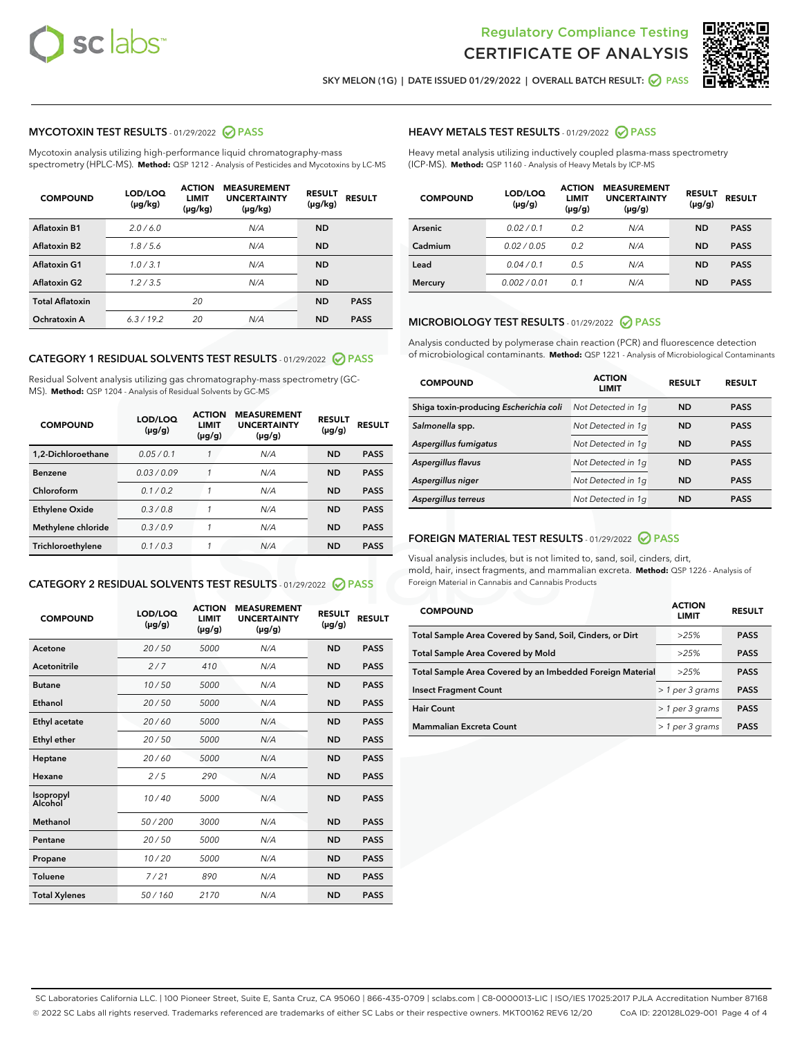Regulatory Compliance Testing

# CERTIFICATE OF ANALYSIS

SKY MELON (1G) | DATE ISSUED 01/29/2022 | OVERALL BATCH RESULT: PASS

## MYCOTOXIN TEST RESULTS - 01/29/2022 PASS

Mycotoxin analysis utilizing high-performance liquid chromatography-mass spectrometry (HPLC-MS). **Method:** QSP 1212 - Analysis of Pesticides and Mycotoxins by LC-MS

| COMPOUND | LOD/LOQ (μg/kg) | ACTION LIMIT (μg/kg) | MEASUREMENT UNCERTAINTY (μg/kg) | RESULT (μg/kg) | RESULT |
|---|---|---|---|---|---|
| Aflatoxin B1 | 2.0 / 6.0 | | N/A | ND | |
| Aflatoxin B2 | 1.8 / 5.6 | | N/A | ND | |
| Aflatoxin G1 | 1.0 / 3.1 | | N/A | ND | |
| Aflatoxin G2 | 1.2 / 3.5 | | N/A | ND | |
| Total Aflatoxin | | 20 | | ND | PASS |
| Ochratoxin A | 6.3 / 19.2 | 20 | N/A | ND | PASS |

## CATEGORY 1 RESIDUAL SOLVENTS TEST RESULTS - 01/29/2022 PASS

Residual Solvent analysis utilizing gas chromatography-mass spectrometry (GC-MS). **Method:** QSP 1204 - Analysis of Residual Solvents by GC-MS

| COMPOUND | LOD/LOQ (μg/g) | ACTION LIMIT (μg/g) | MEASUREMENT UNCERTAINTY (μg/g) | RESULT (μg/g) | RESULT |
|---|---|---|---|---|---|
| 1,2-Dichloroethane | 0.05 / 0.1 | 1 | N/A | ND | PASS |
| Benzene | 0.03 / 0.09 | 1 | N/A | ND | PASS |
| Chloroform | 0.1 / 0.2 | 1 | N/A | ND | PASS |
| Ethylene Oxide | 0.3 / 0.8 | 1 | N/A | ND | PASS |
| Methylene chloride | 0.3 / 0.9 | 1 | N/A | ND | PASS |
| Trichloroethylene | 0.1 / 0.3 | 1 | N/A | ND | PASS |

## CATEGORY 2 RESIDUAL SOLVENTS TEST RESULTS - 01/29/2022 PASS

| COMPOUND | LOD/LOQ (μg/g) | ACTION LIMIT (μg/g) | MEASUREMENT UNCERTAINTY (μg/g) | RESULT (μg/g) | RESULT |
|---|---|---|---|---|---|
| Acetone | 20 / 50 | 5000 | N/A | ND | PASS |
| Acetonitrile | 2 / 7 | 410 | N/A | ND | PASS |
| Butane | 10 / 50 | 5000 | N/A | ND | PASS |
| Ethanol | 20 / 50 | 5000 | N/A | ND | PASS |
| Ethyl acetate | 20 / 60 | 5000 | N/A | ND | PASS |
| Ethyl ether | 20 / 50 | 5000 | N/A | ND | PASS |
| Heptane | 20 / 60 | 5000 | N/A | ND | PASS |
| Hexane | 2 / 5 | 290 | N/A | ND | PASS |
| Isopropyl Alcohol | 10 / 40 | 5000 | N/A | ND | PASS |
| Methanol | 50 / 200 | 3000 | N/A | ND | PASS |
| Pentane | 20 / 50 | 5000 | N/A | ND | PASS |
| Propane | 10 / 20 | 5000 | N/A | ND | PASS |
| Toluene | 7 / 21 | 890 | N/A | ND | PASS |
| Total Xylenes | 50 / 160 | 2170 | N/A | ND | PASS |

## HEAVY METALS TEST RESULTS - 01/29/2022 PASS

Heavy metal analysis utilizing inductively coupled plasma-mass spectrometry (ICP-MS). **Method:** QSP 1160 - Analysis of Heavy Metals by ICP-MS

| COMPOUND | LOD/LOQ (μg/g) | ACTION LIMIT (μg/g) | MEASUREMENT UNCERTAINTY (μg/g) | RESULT (μg/g) | RESULT |
|---|---|---|---|---|---|
| Arsenic | 0.02 / 0.1 | 0.2 | N/A | ND | PASS |
| Cadmium | 0.02 / 0.05 | 0.2 | N/A | ND | PASS |
| Lead | 0.04 / 0.1 | 0.5 | N/A | ND | PASS |
| Mercury | 0.002 / 0.01 | 0.1 | N/A | ND | PASS |

## MICROBIOLOGY TEST RESULTS - 01/29/2022 PASS

Analysis conducted by polymerase chain reaction (PCR) and fluorescence detection of microbiological contaminants. **Method:** QSP 1221 - Analysis of Microbiological Contaminants

| COMPOUND | ACTION LIMIT | RESULT | RESULT |
|---|---|---|---|
| Shiga toxin-producing *Escherichia coli* | Not Detected in 1g | ND | PASS |
| *Salmonella* spp. | Not Detected in 1g | ND | PASS |
| *Aspergillus fumigatus* | Not Detected in 1g | ND | PASS |
| *Aspergillus flavus* | Not Detected in 1g | ND | PASS |
| *Aspergillus niger* | Not Detected in 1g | ND | PASS |
| *Aspergillus terreus* | Not Detected in 1g | ND | PASS |

## FOREIGN MATERIAL TEST RESULTS - 01/29/2022 PASS

Visual analysis includes, but is not limited to, sand, soil, cinders, dirt, mold, hair, insect fragments, and mammalian excreta. **Method:** QSP 1226 - Analysis of Foreign Material in Cannabis and Cannabis Products

| COMPOUND | ACTION LIMIT | RESULT |
|---|---|---|
| Total Sample Area Covered by Sand, Soil, Cinders, or Dirt | >25% | PASS |
| Total Sample Area Covered by Mold | >25% | PASS |
| Total Sample Area Covered by an Imbedded Foreign Material | >25% | PASS |
| Insect Fragment Count | > 1 per 3 grams | PASS |
| Hair Count | > 1 per 3 grams | PASS |
| Mammalian Excreta Count | > 1 per 3 grams | PASS |

SC Laboratories California LLC. | 100 Pioneer Street, Suite E, Santa Cruz, CA 95060 | 866-435-0709 | sclabs.com | C8-0000013-LIC | ISO/IES 17025:2017 PJLA Accreditation Number 87168
© 2022 SC Labs all rights reserved. Trademarks referenced are trademarks of either SC Labs or their respective owners. MKT00162 REV6 12/20 CoA ID: 220128L029-001